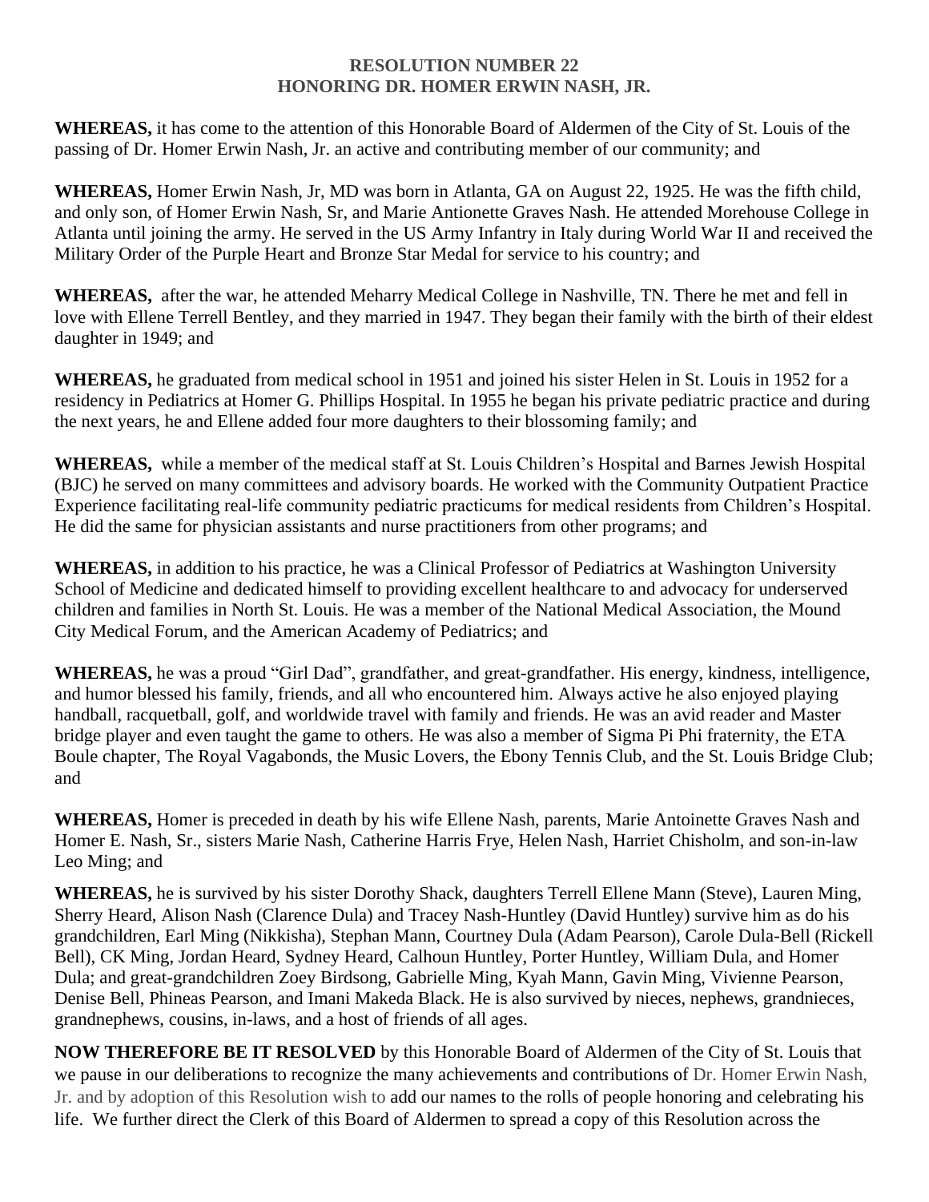# RESOLUTION NUMBER 22
# HONORING DR. HOMER ERWIN NASH, JR.

**WHEREAS,** it has come to the attention of this Honorable Board of Aldermen of the City of St. Louis of the passing of Dr. Homer Erwin Nash, Jr. an active and contributing member of our community; and

**WHEREAS,** Homer Erwin Nash, Jr, MD was born in Atlanta, GA on August 22, 1925. He was the fifth child, and only son, of Homer Erwin Nash, Sr, and Marie Antionette Graves Nash. He attended Morehouse College in Atlanta until joining the army. He served in the US Army Infantry in Italy during World War II and received the Military Order of the Purple Heart and Bronze Star Medal for service to his country; and

**WHEREAS,** after the war, he attended Meharry Medical College in Nashville, TN. There he met and fell in love with Ellene Terrell Bentley, and they married in 1947. They began their family with the birth of their eldest daughter in 1949; and

**WHEREAS,** he graduated from medical school in 1951 and joined his sister Helen in St. Louis in 1952 for a residency in Pediatrics at Homer G. Phillips Hospital. In 1955 he began his private pediatric practice and during the next years, he and Ellene added four more daughters to their blossoming family; and

**WHEREAS,** while a member of the medical staff at St. Louis Children's Hospital and Barnes Jewish Hospital (BJC) he served on many committees and advisory boards. He worked with the Community Outpatient Practice Experience facilitating real-life community pediatric practicums for medical residents from Children's Hospital. He did the same for physician assistants and nurse practitioners from other programs; and

**WHEREAS,** in addition to his practice, he was a Clinical Professor of Pediatrics at Washington University School of Medicine and dedicated himself to providing excellent healthcare to and advocacy for underserved children and families in North St. Louis. He was a member of the National Medical Association, the Mound City Medical Forum, and the American Academy of Pediatrics; and

**WHEREAS,** he was a proud "Girl Dad", grandfather, and great-grandfather. His energy, kindness, intelligence, and humor blessed his family, friends, and all who encountered him. Always active he also enjoyed playing handball, racquetball, golf, and worldwide travel with family and friends. He was an avid reader and Master bridge player and even taught the game to others. He was also a member of Sigma Pi Phi fraternity, the ETA Boule chapter, The Royal Vagabonds, the Music Lovers, the Ebony Tennis Club, and the St. Louis Bridge Club; and

**WHEREAS,** Homer is preceded in death by his wife Ellene Nash, parents, Marie Antoinette Graves Nash and Homer E. Nash, Sr., sisters Marie Nash, Catherine Harris Frye, Helen Nash, Harriet Chisholm, and son-in-law Leo Ming; and

**WHEREAS,** he is survived by his sister Dorothy Shack, daughters Terrell Ellene Mann (Steve), Lauren Ming, Sherry Heard, Alison Nash (Clarence Dula) and Tracey Nash-Huntley (David Huntley) survive him as do his grandchildren, Earl Ming (Nikkisha), Stephan Mann, Courtney Dula (Adam Pearson), Carole Dula-Bell (Rickell Bell), CK Ming, Jordan Heard, Sydney Heard, Calhoun Huntley, Porter Huntley, William Dula, and Homer Dula; and great-grandchildren Zoey Birdsong, Gabrielle Ming, Kyah Mann, Gavin Ming, Vivienne Pearson, Denise Bell, Phineas Pearson, and Imani Makeda Black. He is also survived by nieces, nephews, grandnieces, grandnephews, cousins, in-laws, and a host of friends of all ages.

**NOW THEREFORE BE IT RESOLVED** by this Honorable Board of Aldermen of the City of St. Louis that we pause in our deliberations to recognize the many achievements and contributions of Dr. Homer Erwin Nash, Jr. and by adoption of this Resolution wish to add our names to the rolls of people honoring and celebrating his life. We further direct the Clerk of this Board of Aldermen to spread a copy of this Resolution across the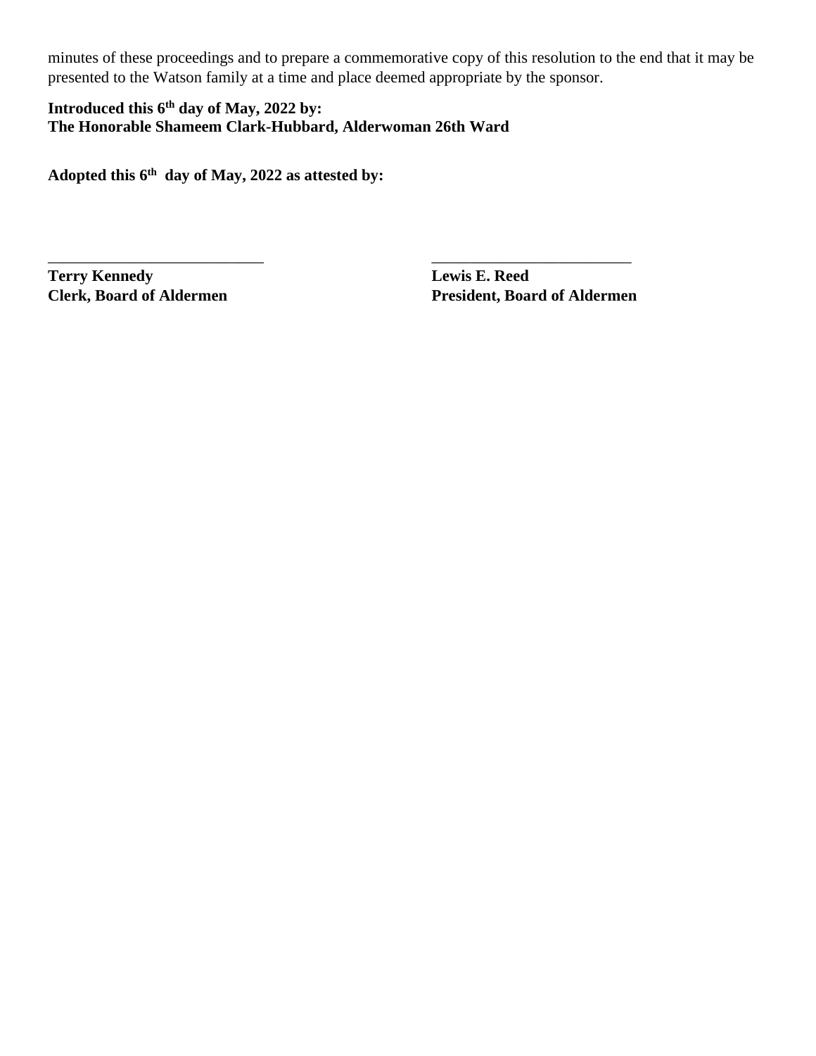minutes of these proceedings and to prepare a commemorative copy of this resolution to the end that it may be presented to the Watson family at a time and place deemed appropriate by the sponsor.

**Introduced this 6th day of May, 2022 by:**
**The Honorable Shameem Clark-Hubbard, Alderwoman 26th Ward**

**Adopted this 6th day of May, 2022 as attested by:**

| | |
|---|---|
| ____________________________ | __________________________ |
| **Terry Kennedy** | **Lewis E. Reed** |
| **Clerk, Board of Aldermen** | **President, Board of Aldermen** |